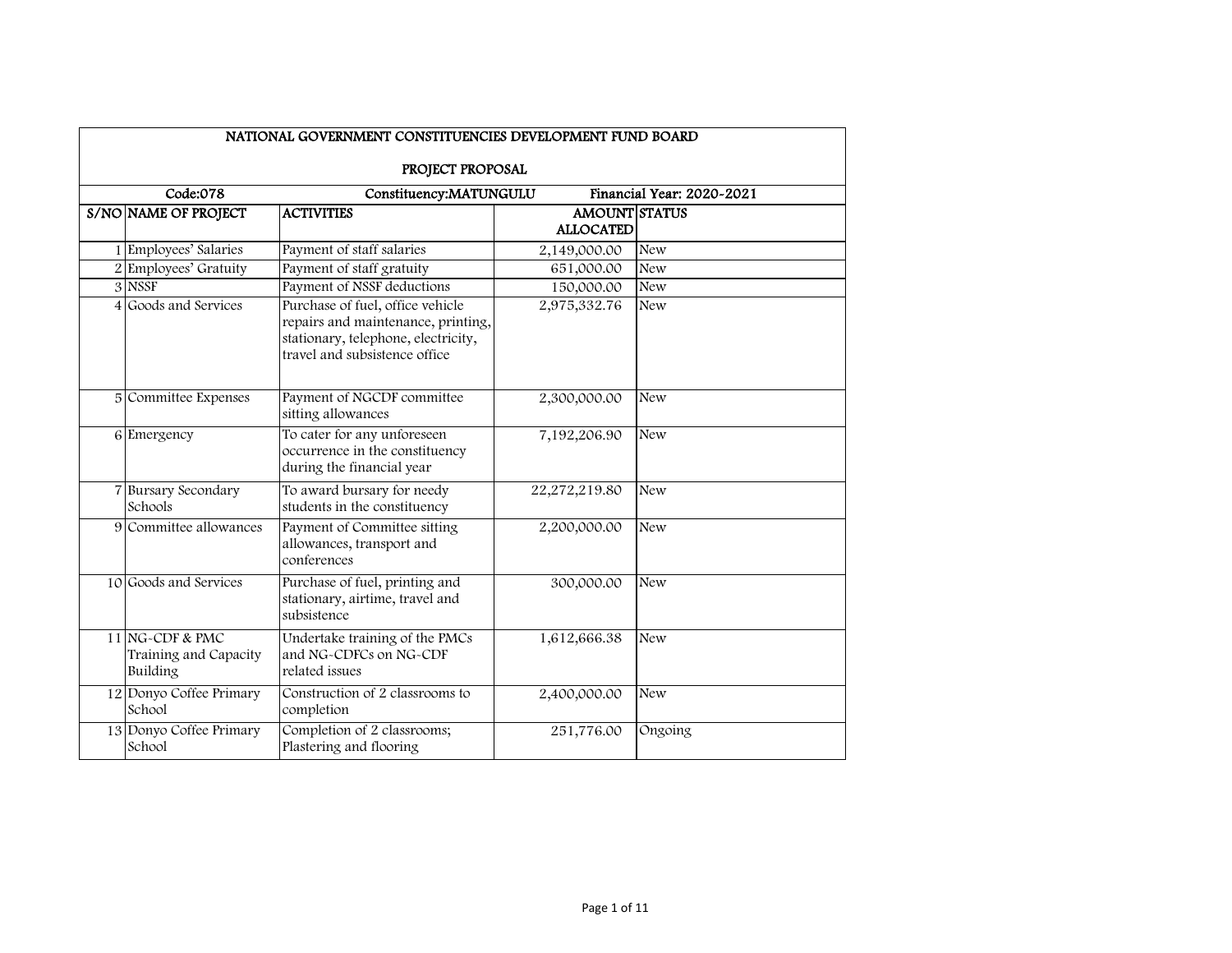| NATIONAL GOVERNMENT CONSTITUENCIES DEVELOPMENT FUND BOARD | | | | |
|---|---|---|---|---|
| PROJECT PROPOSAL | | | | |
| Code:078 | | Constituency:MATUNGULU | | Financial Year: 2020-2021 |
| S/NO | NAME OF PROJECT | ACTIVITIES | AMOUNT ALLOCATED | STATUS |
| 1 | Employees' Salaries | Payment of staff salaries | 2,149,000.00 | New |
| 2 | Employees' Gratuity | Payment of staff gratuity | 651,000.00 | New |
| 3 | NSSF | Payment of NSSF deductions | 150,000.00 | New |
| 4 | Goods and Services | Purchase of fuel, office vehicle repairs and maintenance, printing, stationary, telephone, electricity, travel and subsistence office | 2,975,332.76 | New |
| 5 | Committee Expenses | Payment of NGCDF committee sitting allowances | 2,300,000.00 | New |
| 6 | Emergency | To cater for any unforeseen occurrence in the constituency during the financial year | 7,192,206.90 | New |
| 7 | Bursary Secondary Schools | To award bursary for needy students in the constituency | 22,272,219.80 | New |
| 9 | Committee allowances | Payment of Committee sitting allowances, transport and conferences | 2,200,000.00 | New |
| 10 | Goods and Services | Purchase of fuel, printing and stationary, airtime, travel and subsistence | 300,000.00 | New |
| 11 | NG-CDF & PMC Training and Capacity Building | Undertake training of the PMCs and NG-CDFCs on NG-CDF related issues | 1,612,666.38 | New |
| 12 | Donyo Coffee Primary School | Construction of 2 classrooms to completion | 2,400,000.00 | New |
| 13 | Donyo Coffee Primary School | Completion of 2 classrooms; Plastering and flooring | 251,776.00 | Ongoing |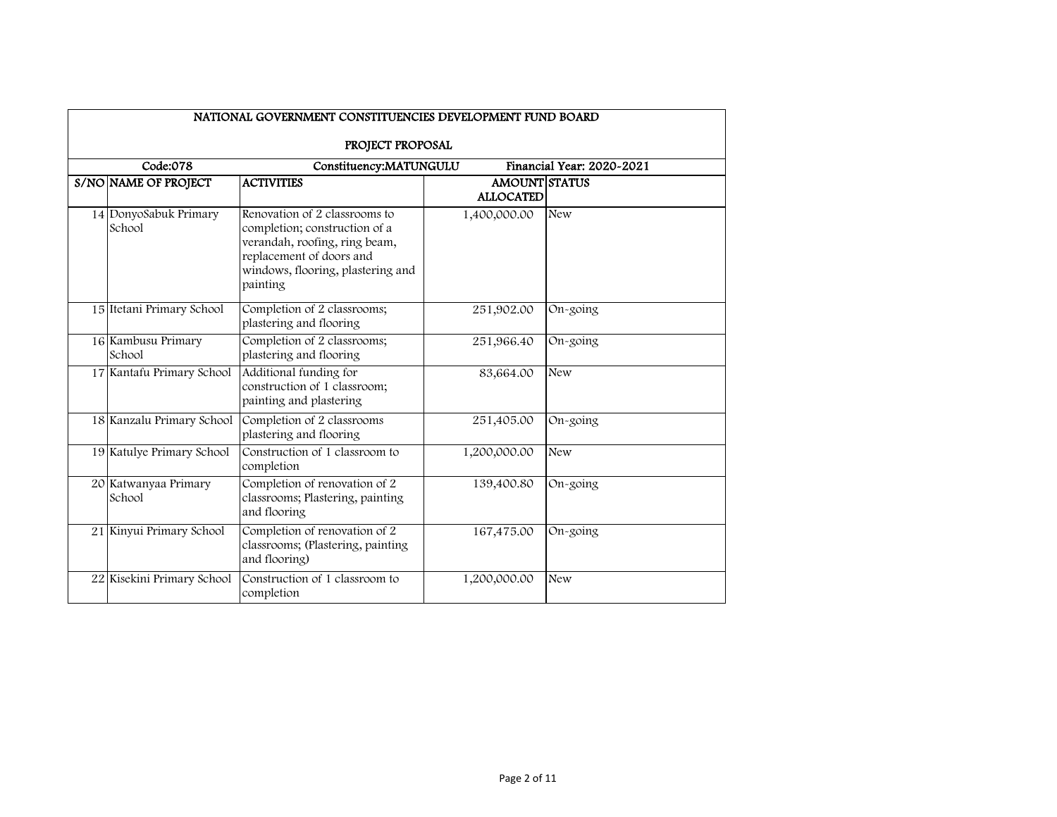## NATIONAL GOVERNMENT CONSTITUENCIES DEVELOPMENT FUND BOARD

### PROJECT PROPOSAL

Code:078 | Constituency:MATUNGULU | Financial Year: 2020-2021

| S/NO | NAME OF PROJECT | ACTIVITIES | AMOUNT ALLOCATED | STATUS |
|---|---|---|---|---|
| 14 | DonyoSabuk Primary School | Renovation of 2 classrooms to completion; construction of a verandah, roofing, ring beam, replacement of doors and windows, flooring, plastering and painting | 1,400,000.00 | New |
| 15 | Itetani Primary School | Completion of 2 classrooms; plastering and flooring | 251,902.00 | On-going |
| 16 | Kambusu Primary School | Completion of 2 classrooms; plastering and flooring | 251,966.40 | On-going |
| 17 | Kantafu Primary School | Additional funding for construction of 1 classroom; painting and plastering | 83,664.00 | New |
| 18 | Kanzalu Primary School | Completion of 2 classrooms plastering and flooring | 251,405.00 | On-going |
| 19 | Katulye Primary School | Construction of 1 classroom to completion | 1,200,000.00 | New |
| 20 | Katwanyaa Primary School | Completion of renovation of 2 classrooms; Plastering, painting and flooring | 139,400.80 | On-going |
| 21 | Kinyui Primary School | Completion of renovation of 2 classrooms; (Plastering, painting and flooring) | 167,475.00 | On-going |
| 22 | Kisekini Primary School | Construction of 1 classroom to completion | 1,200,000.00 | New |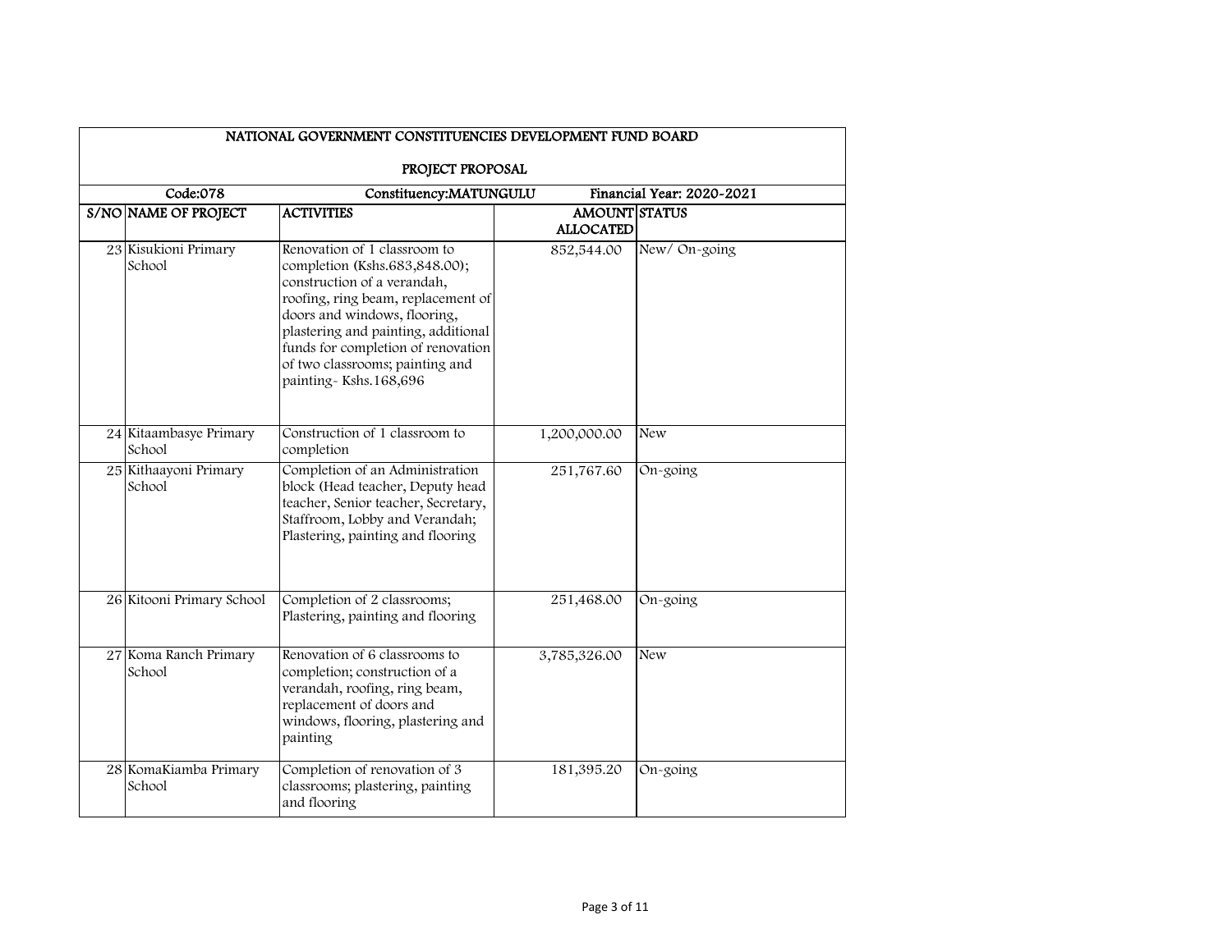| NATIONAL GOVERNMENT CONSTITUENCIES DEVELOPMENT FUND BOARD | | | |
|---|---|---|---|
| PROJECT PROPOSAL | | | |
| Code:078 | Constituency:MATUNGULU | | Financial Year: 2020-2021 |

| S/NO | NAME OF PROJECT | ACTIVITIES | AMOUNT ALLOCATED | STATUS |
|---|---|---|---|---|
| 23 | Kisukioni Primary School | Renovation of 1 classroom to completion (Kshs.683,848.00); construction of a verandah, roofing, ring beam, replacement of doors and windows, flooring, plastering and painting, additional funds for completion of renovation of two classrooms; painting and painting- Kshs.168,696 | 852,544.00 | New/ On-going |
| 24 | Kitaambasye Primary School | Construction of 1 classroom to completion | 1,200,000.00 | New |
| 25 | Kithaayoni Primary School | Completion of an Administration block (Head teacher, Deputy head teacher, Senior teacher, Secretary, Staffroom, Lobby and Verandah; Plastering, painting and flooring | 251,767.60 | On-going |
| 26 | Kitooni Primary School | Completion of 2 classrooms; Plastering, painting and flooring | 251,468.00 | On-going |
| 27 | Koma Ranch Primary School | Renovation of 6 classrooms to completion; construction of a verandah, roofing, ring beam, replacement of doors and windows, flooring, plastering and painting | 3,785,326.00 | New |
| 28 | KomaKiamba Primary School | Completion of renovation of 3 classrooms; plastering, painting and flooring | 181,395.20 | On-going |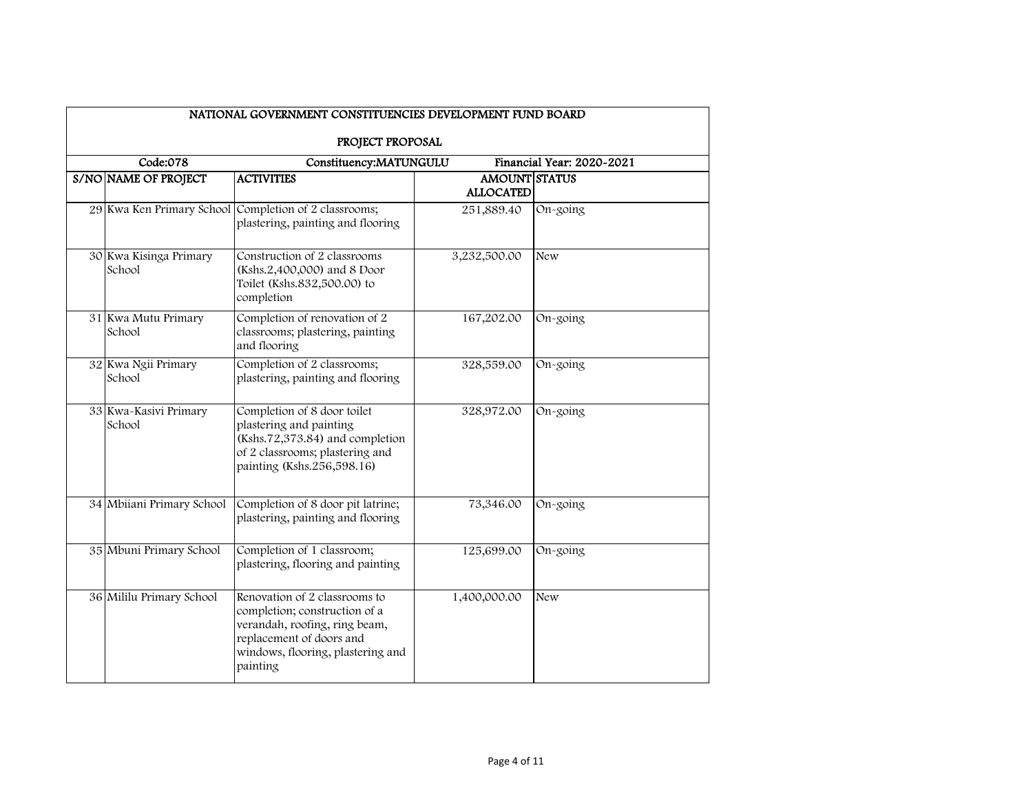## NATIONAL GOVERNMENT CONSTITUENCIES DEVELOPMENT FUND BOARD

### PROJECT PROPOSAL

| Code:078 | | Constituency:MATUNGULU | | Financial Year: 2020-2021 |
|---|---|---|---|---|
| S/NO | NAME OF PROJECT | ACTIVITIES | AMOUNT ALLOCATED | STATUS |
| 29 | Kwa Ken Primary School | Completion of 2 classrooms; plastering, painting and flooring | 251,889.40 | On-going |
| 30 | Kwa Kisinga Primary School | Construction of 2 classrooms (Kshs.2,400,000) and 8 Door Toilet (Kshs.832,500.00) to completion | 3,232,500.00 | New |
| 31 | Kwa Mutu Primary School | Completion of renovation of 2 classrooms; plastering, painting and flooring | 167,202.00 | On-going |
| 32 | Kwa Ngii Primary School | Completion of 2 classrooms; plastering, painting and flooring | 328,559.00 | On-going |
| 33 | Kwa-Kasivi Primary School | Completion of 8 door toilet plastering and painting (Kshs.72,373.84) and completion of 2 classrooms; plastering and painting (Kshs.256,598.16) | 328,972.00 | On-going |
| 34 | Mbiiani Primary School | Completion of 8 door pit latrine; plastering, painting and flooring | 73,346.00 | On-going |
| 35 | Mbuni Primary School | Completion of 1 classroom; plastering, flooring and painting | 125,699.00 | On-going |
| 36 | Mililu Primary School | Renovation of 2 classrooms to completion; construction of a verandah, roofing, ring beam, replacement of doors and windows, flooring, plastering and painting | 1,400,000.00 | New |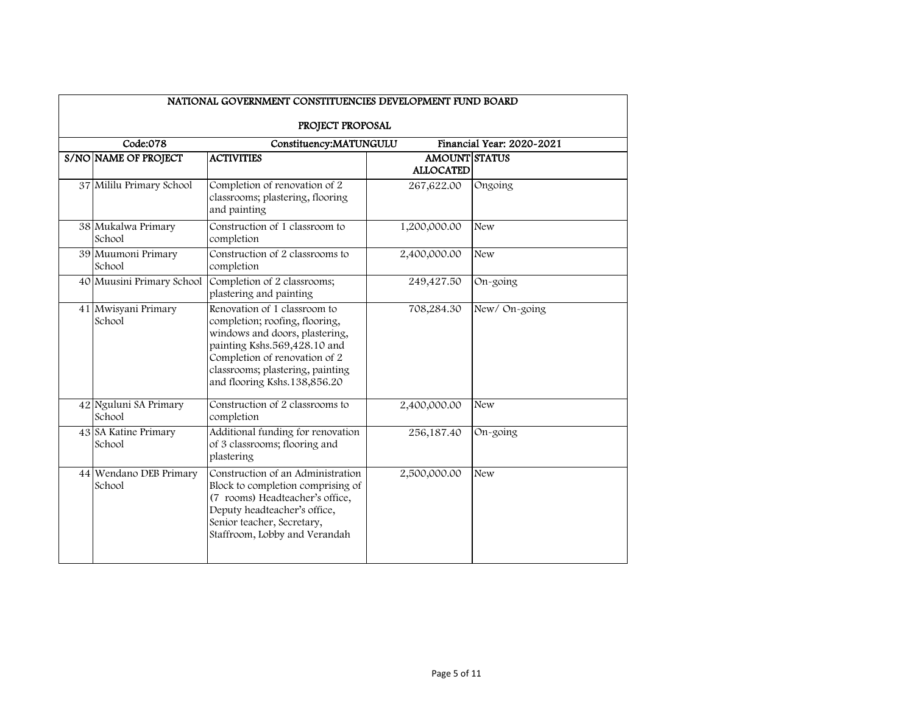**NATIONAL GOVERNMENT CONSTITUENCIES DEVELOPMENT FUND BOARD**

**PROJECT PROPOSAL**

**Code:078** | **Constituency:MATUNGULU** | **Financial Year: 2020-2021**

| S/NO | NAME OF PROJECT | ACTIVITIES | AMOUNT ALLOCATED | STATUS |
|---|---|---|---|---|
| 37 | Mililu Primary School | Completion of renovation of 2 classrooms; plastering, flooring and painting | 267,622.00 | Ongoing |
| 38 | Mukalwa Primary School | Construction of 1 classroom to completion | 1,200,000.00 | New |
| 39 | Muumoni Primary School | Construction of 2 classrooms to completion | 2,400,000.00 | New |
| 40 | Muusini Primary School | Completion of 2 classrooms; plastering and painting | 249,427.50 | On-going |
| 41 | Mwisyani Primary School | Renovation of 1 classroom to completion; roofing, flooring, windows and doors, plastering, painting Kshs.569,428.10 and Completion of renovation of 2 classrooms; plastering, painting and flooring Kshs.138,856.20 | 708,284.30 | New/ On-going |
| 42 | Nguluni SA Primary School | Construction of 2 classrooms to completion | 2,400,000.00 | New |
| 43 | SA Katine Primary School | Additional funding for renovation of 3 classrooms; flooring and plastering | 256,187.40 | On-going |
| 44 | Wendano DEB Primary School | Construction of an Administration Block to completion comprising of (7 rooms) Headteacher's office, Deputy headteacher's office, Senior teacher, Secretary, Staffroom, Lobby and Verandah | 2,500,000.00 | New |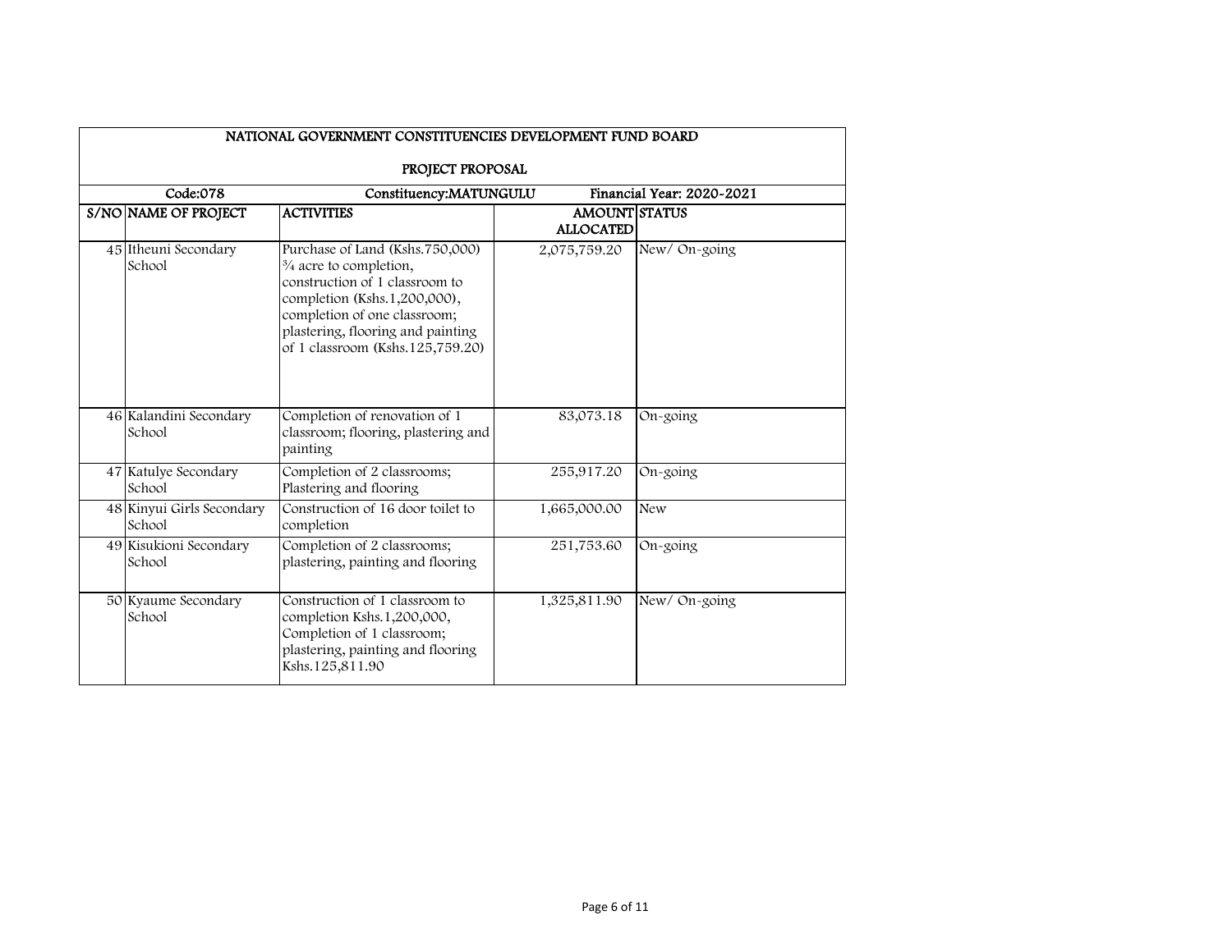| NATIONAL GOVERNMENT CONSTITUENCIES DEVELOPMENT FUND BOARD | | | |
|---|---|---|---|
| PROJECT PROPOSAL | | | |
| Code:078 | Constituency:MATUNGULU | | Financial Year: 2020-2021 |
| S/NO NAME OF PROJECT | ACTIVITIES | AMOUNT ALLOCATED | STATUS |
| 45 Itheuni Secondary School | Purchase of Land (Kshs.750,000) ¾ acre to completion, construction of 1 classroom to completion (Kshs.1,200,000), completion of one classroom; plastering, flooring and painting of 1 classroom (Kshs.125,759.20) | 2,075,759.20 | New/ On-going |
| 46 Kalandini Secondary School | Completion of renovation of 1 classroom; flooring, plastering and painting | 83,073.18 | On-going |
| 47 Katulye Secondary School | Completion of 2 classrooms; Plastering and flooring | 255,917.20 | On-going |
| 48 Kinyui Girls Secondary School | Construction of 16 door toilet to completion | 1,665,000.00 | New |
| 49 Kisukioni Secondary School | Completion of 2 classrooms; plastering, painting and flooring | 251,753.60 | On-going |
| 50 Kyaume Secondary School | Construction of 1 classroom to completion Kshs.1,200,000, Completion of 1 classroom; plastering, painting and flooring Kshs.125,811.90 | 1,325,811.90 | New/ On-going |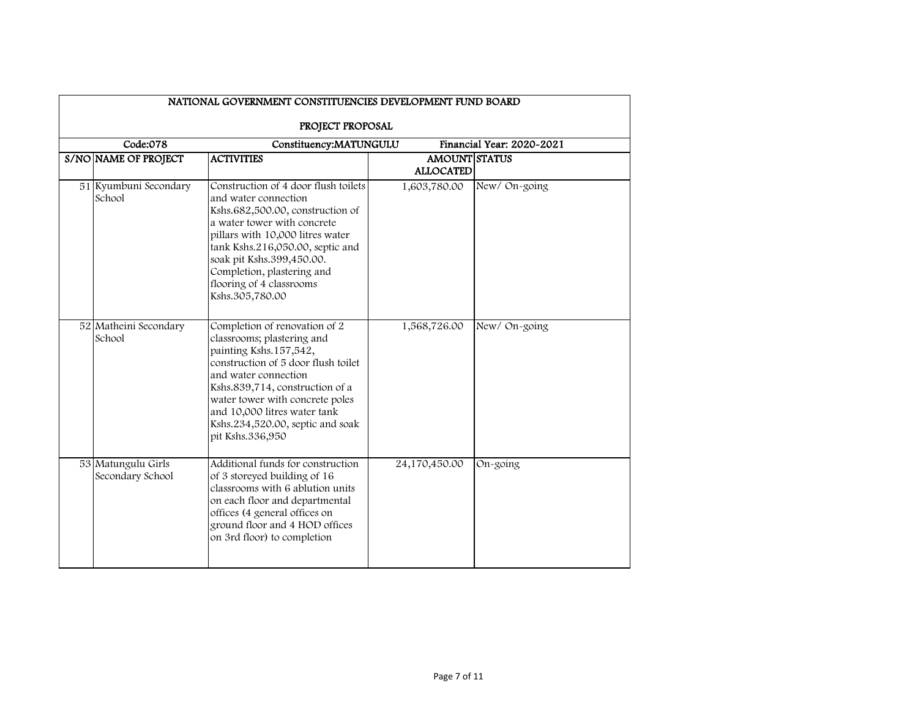## NATIONAL GOVERNMENT CONSTITUENCIES DEVELOPMENT FUND BOARD

### PROJECT PROPOSAL

| Code:078 | | Constituency:MATUNGULU | | Financial Year: 2020-2021 |
|---|---|---|---|---|
| **S/NO** | **NAME OF PROJECT** | **ACTIVITIES** | **AMOUNT ALLOCATED** | **STATUS** |
| 51 | Kyumbuni Secondary School | Construction of 4 door flush toilets and water connection Kshs.682,500.00, construction of a water tower with concrete pillars with 10,000 litres water tank Kshs.216,050.00, septic and soak pit Kshs.399,450.00. Completion, plastering and flooring of 4 classrooms Kshs.305,780.00 | 1,603,780.00 | New/ On-going |
| 52 | Matheini Secondary School | Completion of renovation of 2 classrooms; plastering and painting Kshs.157,542, construction of 5 door flush toilet and water connection Kshs.839,714, construction of a water tower with concrete poles and 10,000 litres water tank Kshs.234,520.00, septic and soak pit Kshs.336,950 | 1,568,726.00 | New/ On-going |
| 53 | Matungulu Girls Secondary School | Additional funds for construction of 3 storeyed building of 16 classrooms with 6 ablution units on each floor and departmental offices (4 general offices on ground floor and 4 HOD offices on 3rd floor) to completion | 24,170,450.00 | On-going |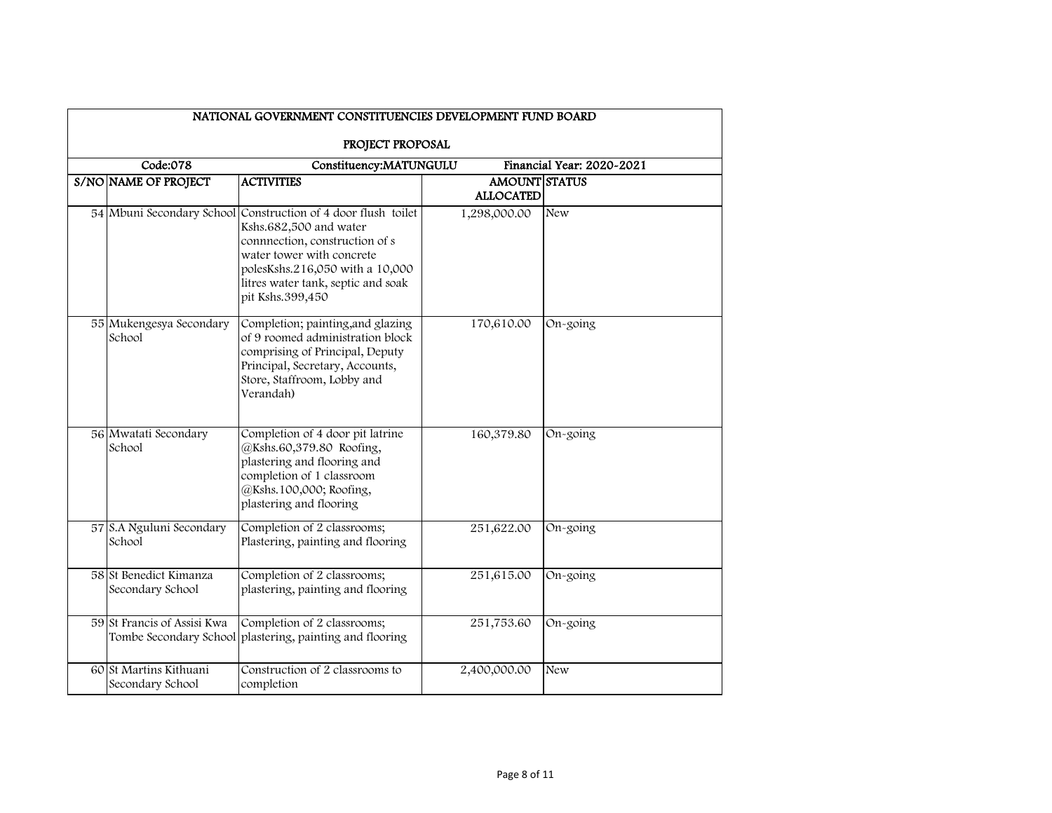| NATIONAL GOVERNMENT CONSTITUENCIES DEVELOPMENT FUND BOARD | | | | |
|---|---|---|---|---|
| PROJECT PROPOSAL | | | | |
| Code:078 | | Constituency:MATUNGULU | | Financial Year: 2020-2021 |
| S/NO | NAME OF PROJECT | ACTIVITIES | AMOUNT ALLOCATED | STATUS |
| 54 | Mbuni Secondary School | Construction of 4 door flush toilet Kshs.682,500 and water connnection, construction of s water tower with concrete polesKshs.216,050 with a 10,000 litres water tank, septic and soak pit Kshs.399,450 | 1,298,000.00 | New |
| 55 | Mukengesya Secondary School | Completion; painting,and glazing of 9 roomed administration block comprising of Principal, Deputy Principal, Secretary, Accounts, Store, Staffroom, Lobby and Verandah) | 170,610.00 | On-going |
| 56 | Mwatati Secondary School | Completion of 4 door pit latrine @Kshs.60,379.80 Roofing, plastering and flooring and completion of 1 classroom @Kshs.100,000; Roofing, plastering and flooring | 160,379.80 | On-going |
| 57 | S.A Nguluni Secondary School | Completion of 2 classrooms; Plastering, painting and flooring | 251,622.00 | On-going |
| 58 | St Benedict Kimanza Secondary School | Completion of 2 classrooms; plastering, painting and flooring | 251,615.00 | On-going |
| 59 | St Francis of Assisi Kwa Tombe Secondary School | Completion of 2 classrooms; plastering, painting and flooring | 251,753.60 | On-going |
| 60 | St Martins Kithuani Secondary School | Construction of 2 classrooms to completion | 2,400,000.00 | New |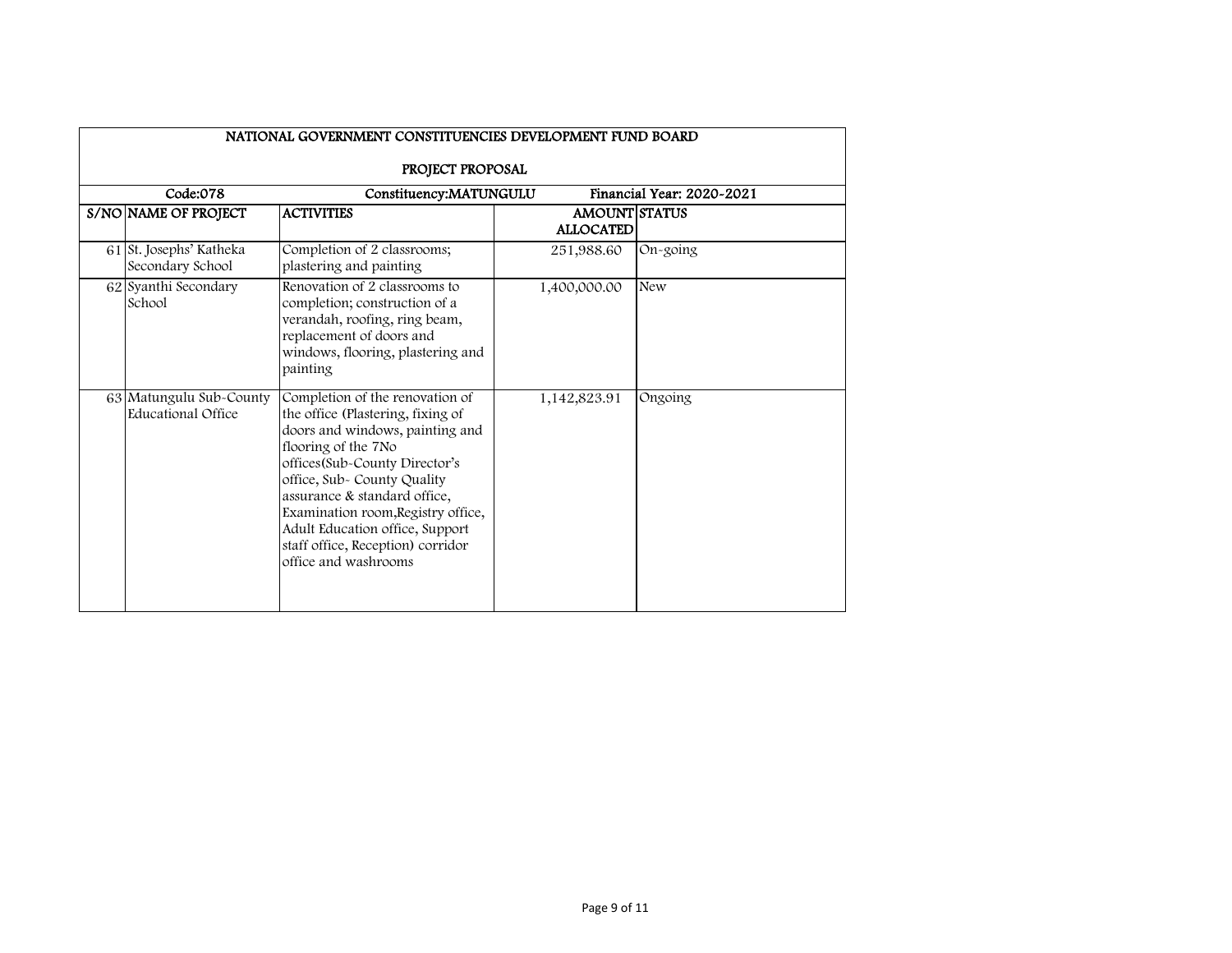## NATIONAL GOVERNMENT CONSTITUENCIES DEVELOPMENT FUND BOARD

### PROJECT PROPOSAL

| Code:078 | | Constituency:MATUNGULU | | Financial Year: 2020-2021 |
|---|---|---|---|---|
| **S/NO** | **NAME OF PROJECT** | **ACTIVITIES** | **AMOUNT ALLOCATED** | **STATUS** |
| 61 | St. Josephs' Katheka Secondary School | Completion of 2 classrooms; plastering and painting | 251,988.60 | On-going |
| 62 | Syanthi Secondary School | Renovation of 2 classrooms to completion; construction of a verandah, roofing, ring beam, replacement of doors and windows, flooring, plastering and painting | 1,400,000.00 | New |
| 63 | Matungulu Sub-County Educational Office | Completion of the renovation of the office (Plastering, fixing of doors and windows, painting and flooring of the 7No offices(Sub-County Director's office, Sub- County Quality assurance & standard office, Examination room,Registry office, Adult Education office, Support staff office, Reception) corridor office and washrooms | 1,142,823.91 | Ongoing |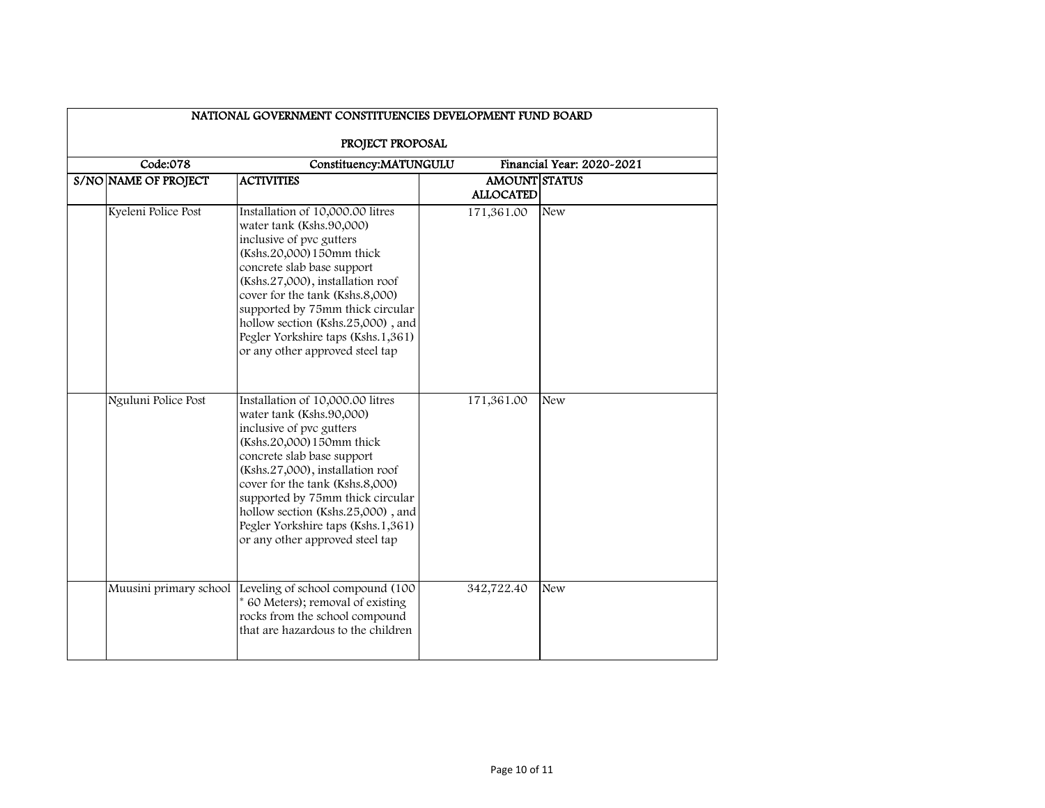NATIONAL GOVERNMENT CONSTITUENCIES DEVELOPMENT FUND BOARD

PROJECT PROPOSAL

| Code:078 | | Constituency:MATUNGULU | | Financial Year: 2020-2021 |
|---|---|---|---|---|
| S/NO | NAME OF PROJECT | ACTIVITIES | AMOUNT ALLOCATED | STATUS |
| | Kyeleni Police Post | Installation of 10,000.00 litres water tank (Kshs.90,000) inclusive of pvc gutters (Kshs.20,000) 150mm thick concrete slab base support (Kshs.27,000), installation roof cover for the tank (Kshs.8,000) supported by 75mm thick circular hollow section (Kshs.25,000) , and Pegler Yorkshire taps (Kshs.1,361) or any other approved steel tap | 171,361.00 | New |
| | Nguluni Police Post | Installation of 10,000.00 litres water tank (Kshs.90,000) inclusive of pvc gutters (Kshs.20,000) 150mm thick concrete slab base support (Kshs.27,000), installation roof cover for the tank (Kshs.8,000) supported by 75mm thick circular hollow section (Kshs.25,000) , and Pegler Yorkshire taps (Kshs.1,361) or any other approved steel tap | 171,361.00 | New |
| | Muusini primary school | Leveling of school compound (100 * 60 Meters); removal of existing rocks from the school compound that are hazardous to the children | 342,722.40 | New |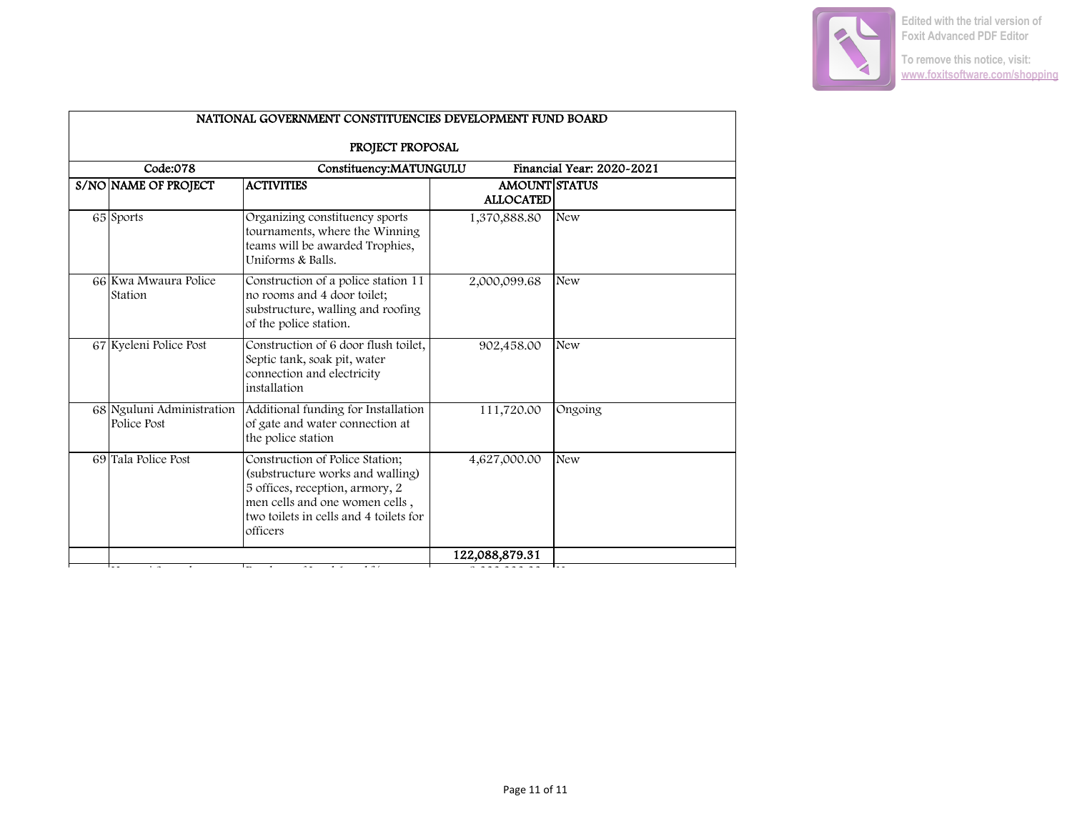NATIONAL GOVERNMENT CONSTITUENCIES DEVELOPMENT FUND BOARD

PROJECT PROPOSAL

| Code:078 | Constituency:MATUNGULU | | Financial Year: 2020-2021 | |
|---|---|---|---|---|
| S/NO | NAME OF PROJECT | ACTIVITIES | AMOUNT ALLOCATED | STATUS |
| 65 | Sports | Organizing constituency sports tournaments, where the Winning teams will be awarded Trophies, Uniforms & Balls. | 1,370,888.80 | New |
| 66 | Kwa Mwaura Police Station | Construction of a police station 11 no rooms and 4 door toilet; substructure, walling and roofing of the police station. | 2,000,099.68 | New |
| 67 | Kyeleni Police Post | Construction of 6 door flush toilet, Septic tank, soak pit, water connection and electricity installation | 902,458.00 | New |
| 68 | Nguluni Administration Police Post | Additional funding for Installation of gate and water connection at the police station | 111,720.00 | Ongoing |
| 69 | Tala Police Post | Construction of Police Station; (substructure works and walling) 5 offices, reception, armory, 2 men cells and one women cells , two toilets in cells and 4 toilets for officers | 4,627,000.00 | New |
| | | | 122,088,879.31 | |